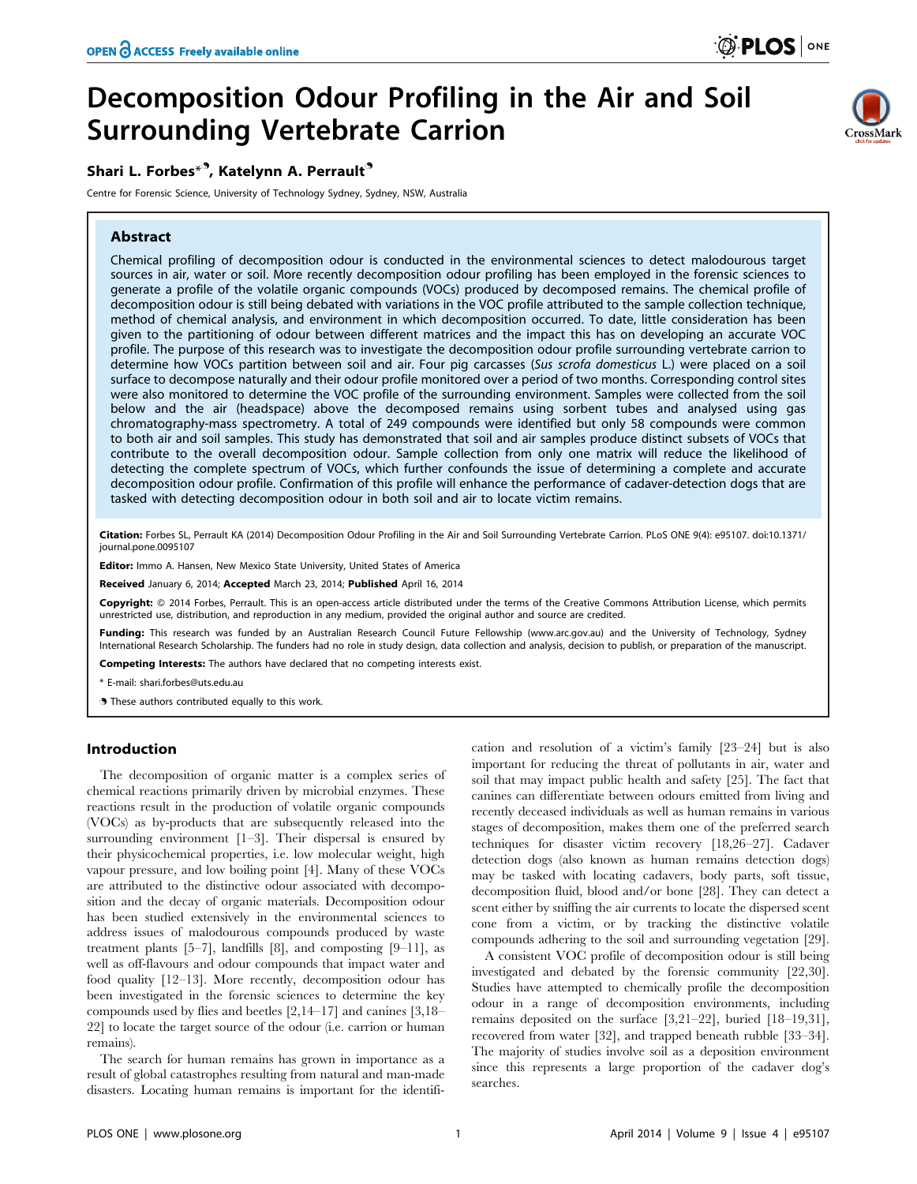# Decomposition Odour Profiling in the Air and Soil Surrounding Vertebrate Carrion

**Shari L. Forbes*[¶], Katelynn A. Perrault[¶]**

Centre for Forensic Science, University of Technology Sydney, Sydney, NSW, Australia

## Abstract

Chemical profiling of decomposition odour is conducted in the environmental sciences to detect malodourous target sources in air, water or soil. More recently decomposition odour profiling has been employed in the forensic sciences to generate a profile of the volatile organic compounds (VOCs) produced by decomposed remains. The chemical profile of decomposition odour is still being debated with variations in the VOC profile attributed to the sample collection technique, method of chemical analysis, and environment in which decomposition occurred. To date, little consideration has been given to the partitioning of odour between different matrices and the impact this has on developing an accurate VOC profile. The purpose of this research was to investigate the decomposition odour profile surrounding vertebrate carrion to determine how VOCs partition between soil and air. Four pig carcasses (*Sus scrofa domesticus* L.) were placed on a soil surface to decompose naturally and their odour profile monitored over a period of two months. Corresponding control sites were also monitored to determine the VOC profile of the surrounding environment. Samples were collected from the soil below and the air (headspace) above the decomposed remains using sorbent tubes and analysed using gas chromatography-mass spectrometry. A total of 249 compounds were identified but only 58 compounds were common to both air and soil samples. This study has demonstrated that soil and air samples produce distinct subsets of VOCs that contribute to the overall decomposition odour. Sample collection from only one matrix will reduce the likelihood of detecting the complete spectrum of VOCs, which further confounds the issue of determining a complete and accurate decomposition odour profile. Confirmation of this profile will enhance the performance of cadaver-detection dogs that are tasked with detecting decomposition odour in both soil and air to locate victim remains.

**Citation:** Forbes SL, Perrault KA (2014) Decomposition Odour Profiling in the Air and Soil Surrounding Vertebrate Carrion. PLoS ONE 9(4): e95107. doi:10.1371/journal.pone.0095107

**Editor:** Immo A. Hansen, New Mexico State University, United States of America

**Received** January 6, 2014; **Accepted** March 23, 2014; **Published** April 16, 2014

**Copyright:** © 2014 Forbes, Perrault. This is an open-access article distributed under the terms of the Creative Commons Attribution License, which permits unrestricted use, distribution, and reproduction in any medium, provided the original author and source are credited.

**Funding:** This research was funded by an Australian Research Council Future Fellowship (www.arc.gov.au) and the University of Technology, Sydney International Research Scholarship. The funders had no role in study design, data collection and analysis, decision to publish, or preparation of the manuscript.

**Competing Interests:** The authors have declared that no competing interests exist.

\* E-mail: shari.forbes@uts.edu.au

¶ These authors contributed equally to this work.

## Introduction

The decomposition of organic matter is a complex series of chemical reactions primarily driven by microbial enzymes. These reactions result in the production of volatile organic compounds (VOCs) as by-products that are subsequently released into the surrounding environment [1–3]. Their dispersal is ensured by their physicochemical properties, i.e. low molecular weight, high vapour pressure, and low boiling point [4]. Many of these VOCs are attributed to the distinctive odour associated with decomposition and the decay of organic materials. Decomposition odour has been studied extensively in the environmental sciences to address issues of malodourous compounds produced by waste treatment plants [5–7], landfills [8], and composting [9–11], as well as off-flavours and odour compounds that impact water and food quality [12–13]. More recently, decomposition odour has been investigated in the forensic sciences to determine the key compounds used by flies and beetles [2,14–17] and canines [3,18–22] to locate the target source of the odour (i.e. carrion or human remains).

The search for human remains has grown in importance as a result of global catastrophes resulting from natural and man-made disasters. Locating human remains is important for the identification and resolution of a victim's family [23–24] but is also important for reducing the threat of pollutants in air, water and soil that may impact public health and safety [25]. The fact that canines can differentiate between odours emitted from living and recently deceased individuals as well as human remains in various stages of decomposition, makes them one of the preferred search techniques for disaster victim recovery [18,26–27]. Cadaver detection dogs (also known as human remains detection dogs) may be tasked with locating cadavers, body parts, soft tissue, decomposition fluid, blood and/or bone [28]. They can detect a scent either by sniffing the air currents to locate the dispersed scent cone from a victim, or by tracking the distinctive volatile compounds adhering to the soil and surrounding vegetation [29].

A consistent VOC profile of decomposition odour is still being investigated and debated by the forensic community [22,30]. Studies have attempted to chemically profile the decomposition odour in a range of decomposition environments, including remains deposited on the surface [3,21–22], buried [18–19,31], recovered from water [32], and trapped beneath rubble [33–34]. The majority of studies involve soil as a deposition environment since this represents a large proportion of the cadaver dog's searches.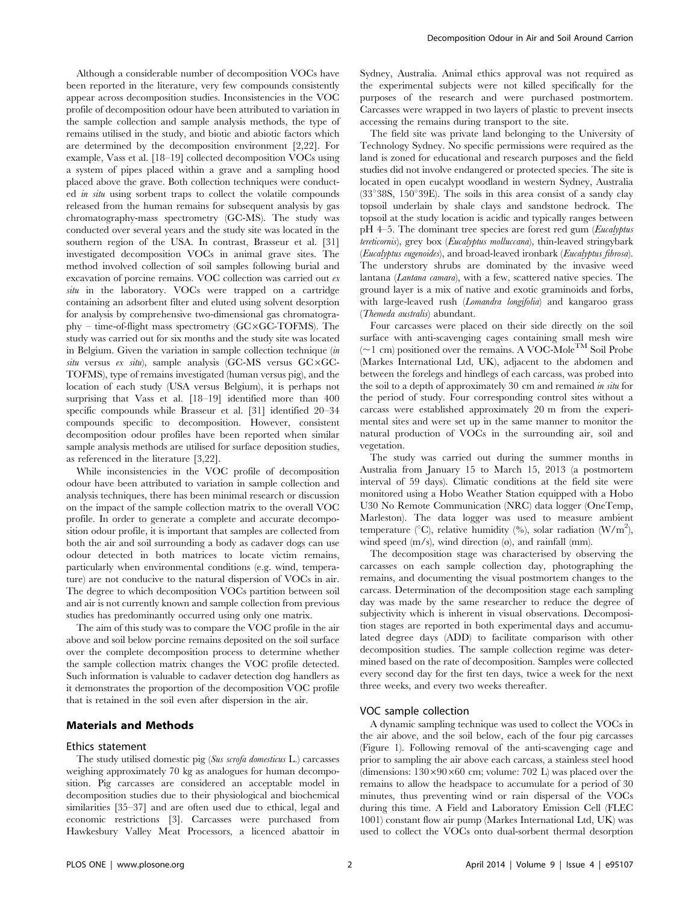Although a considerable number of decomposition VOCs have been reported in the literature, very few compounds consistently appear across decomposition studies. Inconsistencies in the VOC profile of decomposition odour have been attributed to variation in the sample collection and sample analysis methods, the type of remains utilised in the study, and biotic and abiotic factors which are determined by the decomposition environment [2,22]. For example, Vass et al. [18–19] collected decomposition VOCs using a system of pipes placed within a grave and a sampling hood placed above the grave. Both collection techniques were conducted *in situ* using sorbent traps to collect the volatile compounds released from the human remains for subsequent analysis by gas chromatography-mass spectrometry (GC-MS). The study was conducted over several years and the study site was located in the southern region of the USA. In contrast, Brasseur et al. [31] investigated decomposition VOCs in animal grave sites. The method involved collection of soil samples following burial and excavation of porcine remains. VOC collection was carried out *ex situ* in the laboratory. VOCs were trapped on a cartridge containing an adsorbent filter and eluted using solvent desorption for analysis by comprehensive two-dimensional gas chromatography – time-of-flight mass spectrometry (GC×GC-TOFMS). The study was carried out for six months and the study site was located in Belgium. Given the variation in sample collection technique (*in situ* versus *ex situ*), sample analysis (GC-MS versus GC×GC-TOFMS), type of remains investigated (human versus pig), and the location of each study (USA versus Belgium), it is perhaps not surprising that Vass et al. [18–19] identified more than 400 specific compounds while Brasseur et al. [31] identified 20–34 compounds specific to decomposition. However, consistent decomposition odour profiles have been reported when similar sample analysis methods are utilised for surface deposition studies, as referenced in the literature [3,22].

While inconsistencies in the VOC profile of decomposition odour have been attributed to variation in sample collection and analysis techniques, there has been minimal research or discussion on the impact of the sample collection matrix to the overall VOC profile. In order to generate a complete and accurate decomposition odour profile, it is important that samples are collected from both the air and soil surrounding a body as cadaver dogs can use odour detected in both matrices to locate victim remains, particularly when environmental conditions (e.g. wind, temperature) are not conducive to the natural dispersion of VOCs in air. The degree to which decomposition VOCs partition between soil and air is not currently known and sample collection from previous studies has predominantly occurred using only one matrix.

The aim of this study was to compare the VOC profile in the air above and soil below porcine remains deposited on the soil surface over the complete decomposition process to determine whether the sample collection matrix changes the VOC profile detected. Such information is valuable to cadaver detection dog handlers as it demonstrates the proportion of the decomposition VOC profile that is retained in the soil even after dispersion in the air.

## Materials and Methods

### Ethics statement

The study utilised domestic pig (*Sus scrofa domesticus* L.) carcasses weighing approximately 70 kg as analogues for human decomposition. Pig carcasses are considered an acceptable model in decomposition studies due to their physiological and biochemical similarities [35–37] and are often used due to ethical, legal and economic restrictions [3]. Carcasses were purchased from Hawkesbury Valley Meat Processors, a licenced abattoir in Sydney, Australia. Animal ethics approval was not required as the experimental subjects were not killed specifically for the purposes of the research and were purchased postmortem. Carcasses were wrapped in two layers of plastic to prevent insects accessing the remains during transport to the site.

The field site was private land belonging to the University of Technology Sydney. No specific permissions were required as the land is zoned for educational and research purposes and the field studies did not involve endangered or protected species. The site is located in open eucalypt woodland in western Sydney, Australia (33°38S, 150°39E). The soils in this area consist of a sandy clay topsoil underlain by shale clays and sandstone bedrock. The topsoil at the study location is acidic and typically ranges between pH 4–5. The dominant tree species are forest red gum (*Eucalyptus tereticornis*), grey box (*Eucalyptus molluccana*), thin-leaved stringybark (*Eucalyptus eugenoides*), and broad-leaved ironbark (*Eucalyptus fibrosa*). The understory shrubs are dominated by the invasive weed lantana (*Lantana camara*), with a few, scattered native species. The ground layer is a mix of native and exotic graminoids and forbs, with large-leaved rush (*Lomandra longifolia*) and kangaroo grass (*Themeda australis*) abundant.

Four carcasses were placed on their side directly on the soil surface with anti-scavenging cages containing small mesh wire (~1 cm) positioned over the remains. A VOC-Mole™ Soil Probe (Markes International Ltd, UK), adjacent to the abdomen and between the forelegs and hindlegs of each carcass, was probed into the soil to a depth of approximately 30 cm and remained *in situ* for the period of study. Four corresponding control sites without a carcass were established approximately 20 m from the experimental sites and were set up in the same manner to monitor the natural production of VOCs in the surrounding air, soil and vegetation.

The study was carried out during the summer months in Australia from January 15 to March 15, 2013 (a postmortem interval of 59 days). Climatic conditions at the field site were monitored using a Hobo Weather Station equipped with a Hobo U30 No Remote Communication (NRC) data logger (OneTemp, Marleston). The data logger was used to measure ambient temperature (°C), relative humidity (%), solar radiation (W/m$^2$), wind speed (m/s), wind direction (ø), and rainfall (mm).

The decomposition stage was characterised by observing the carcasses on each sample collection day, photographing the remains, and documenting the visual postmortem changes to the carcass. Determination of the decomposition stage each sampling day was made by the same researcher to reduce the degree of subjectivity which is inherent in visual observations. Decomposition stages are reported in both experimental days and accumulated degree days (ADD) to facilitate comparison with other decomposition studies. The sample collection regime was determined based on the rate of decomposition. Samples were collected every second day for the first ten days, twice a week for the next three weeks, and every two weeks thereafter.

### VOC sample collection

A dynamic sampling technique was used to collect the VOCs in the air above, and the soil below, each of the four pig carcasses (Figure 1). Following removal of the anti-scavenging cage and prior to sampling the air above each carcass, a stainless steel hood (dimensions: 130×90×60 cm; volume: 702 L) was placed over the remains to allow the headspace to accumulate for a period of 30 minutes, thus preventing wind or rain dispersal of the VOCs during this time. A Field and Laboratory Emission Cell (FLEC 1001) constant flow air pump (Markes International Ltd, UK) was used to collect the VOCs onto dual-sorbent thermal desorption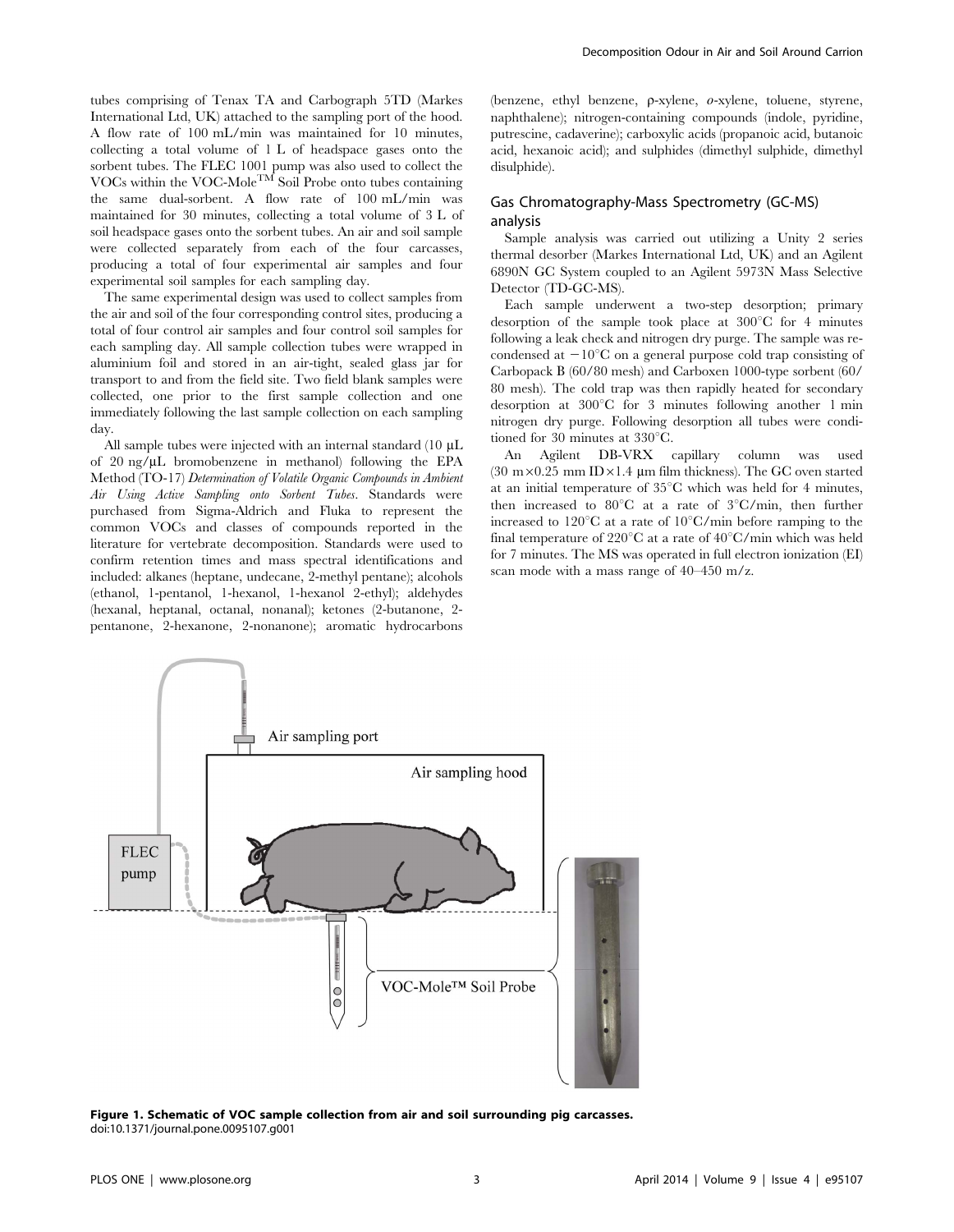tubes comprising of Tenax TA and Carbograph 5TD (Markes International Ltd, UK) attached to the sampling port of the hood. A flow rate of 100 mL/min was maintained for 10 minutes, collecting a total volume of 1 L of headspace gases onto the sorbent tubes. The FLEC 1001 pump was also used to collect the VOCs within the VOC-Mole$^{TM}$ Soil Probe onto tubes containing the same dual-sorbent. A flow rate of 100 mL/min was maintained for 30 minutes, collecting a total volume of 3 L of soil headspace gases onto the sorbent tubes. An air and soil sample were collected separately from each of the four carcasses, producing a total of four experimental air samples and four experimental soil samples for each sampling day.

The same experimental design was used to collect samples from the air and soil of the four corresponding control sites, producing a total of four control air samples and four control soil samples for each sampling day. All sample collection tubes were wrapped in aluminium foil and stored in an air-tight, sealed glass jar for transport to and from the field site. Two field blank samples were collected, one prior to the first sample collection and one immediately following the last sample collection on each sampling day.

All sample tubes were injected with an internal standard (10 μL of 20 ng/μL bromobenzene in methanol) following the EPA Method (TO-17) *Determination of Volatile Organic Compounds in Ambient Air Using Active Sampling onto Sorbent Tubes*. Standards were purchased from Sigma-Aldrich and Fluka to represent the common VOCs and classes of compounds reported in the literature for vertebrate decomposition. Standards were used to confirm retention times and mass spectral identifications and included: alkanes (heptane, undecane, 2-methyl pentane); alcohols (ethanol, 1-pentanol, 1-hexanol, 1-hexanol 2-ethyl); aldehydes (hexanal, heptanal, octanal, nonanal); ketones (2-butanone, 2-pentanone, 2-hexanone, 2-nonanone); aromatic hydrocarbons (benzene, ethyl benzene, ρ-xylene, *o*-xylene, toluene, styrene, naphthalene); nitrogen-containing compounds (indole, pyridine, putrescine, cadaverine); carboxylic acids (propanoic acid, butanoic acid, hexanoic acid); and sulphides (dimethyl sulphide, dimethyl disulphide).

## Gas Chromatography-Mass Spectrometry (GC-MS) analysis

Sample analysis was carried out utilizing a Unity 2 series thermal desorber (Markes International Ltd, UK) and an Agilent 6890N GC System coupled to an Agilent 5973N Mass Selective Detector (TD-GC-MS).

Each sample underwent a two-step desorption; primary desorption of the sample took place at 300°C for 4 minutes following a leak check and nitrogen dry purge. The sample was re-condensed at −10°C on a general purpose cold trap consisting of Carbopack B (60/80 mesh) and Carboxen 1000-type sorbent (60/80 mesh). The cold trap was then rapidly heated for secondary desorption at 300°C for 3 minutes following another 1 min nitrogen dry purge. Following desorption all tubes were conditioned for 30 minutes at 330°C.

An Agilent DB-VRX capillary column was used (30 m×0.25 mm ID×1.4 μm film thickness). The GC oven started at an initial temperature of 35°C which was held for 4 minutes, then increased to 80°C at a rate of 3°C/min, then further increased to 120°C at a rate of 10°C/min before ramping to the final temperature of 220°C at a rate of 40°C/min which was held for 7 minutes. The MS was operated in full electron ionization (EI) scan mode with a mass range of 40–450 m/z.

**Figure 1. Schematic of VOC sample collection from air and soil surrounding pig carcasses.**
doi:10.1371/journal.pone.0095107.g001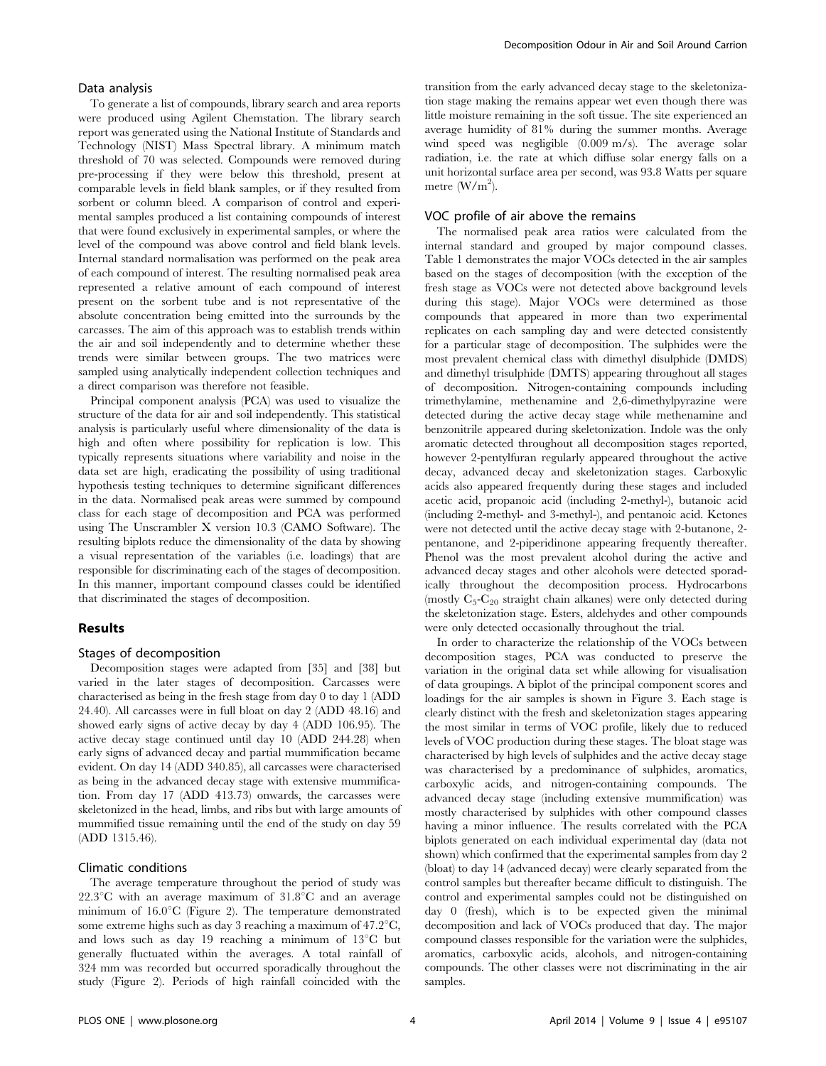### Data analysis

To generate a list of compounds, library search and area reports were produced using Agilent Chemstation. The library search report was generated using the National Institute of Standards and Technology (NIST) Mass Spectral library. A minimum match threshold of 70 was selected. Compounds were removed during pre-processing if they were below this threshold, present at comparable levels in field blank samples, or if they resulted from sorbent or column bleed. A comparison of control and experimental samples produced a list containing compounds of interest that were found exclusively in experimental samples, or where the level of the compound was above control and field blank levels. Internal standard normalisation was performed on the peak area of each compound of interest. The resulting normalised peak area represented a relative amount of each compound of interest present on the sorbent tube and is not representative of the absolute concentration being emitted into the surrounds by the carcasses. The aim of this approach was to establish trends within the air and soil independently and to determine whether these trends were similar between groups. The two matrices were sampled using analytically independent collection techniques and a direct comparison was therefore not feasible.

Principal component analysis (PCA) was used to visualize the structure of the data for air and soil independently. This statistical analysis is particularly useful where dimensionality of the data is high and often where possibility for replication is low. This typically represents situations where variability and noise in the data set are high, eradicating the possibility of using traditional hypothesis testing techniques to determine significant differences in the data. Normalised peak areas were summed by compound class for each stage of decomposition and PCA was performed using The Unscrambler X version 10.3 (CAMO Software). The resulting biplots reduce the dimensionality of the data by showing a visual representation of the variables (i.e. loadings) that are responsible for discriminating each of the stages of decomposition. In this manner, important compound classes could be identified that discriminated the stages of decomposition.

## Results

### Stages of decomposition

Decomposition stages were adapted from [35] and [38] but varied in the later stages of decomposition. Carcasses were characterised as being in the fresh stage from day 0 to day 1 (ADD 24.40). All carcasses were in full bloat on day 2 (ADD 48.16) and showed early signs of active decay by day 4 (ADD 106.95). The active decay stage continued until day 10 (ADD 244.28) when early signs of advanced decay and partial mummification became evident. On day 14 (ADD 340.85), all carcasses were characterised as being in the advanced decay stage with extensive mummification. From day 17 (ADD 413.73) onwards, the carcasses were skeletonized in the head, limbs, and ribs but with large amounts of mummified tissue remaining until the end of the study on day 59 (ADD 1315.46).

### Climatic conditions

The average temperature throughout the period of study was 22.3°C with an average maximum of 31.8°C and an average minimum of 16.0°C (Figure 2). The temperature demonstrated some extreme highs such as day 3 reaching a maximum of 47.2°C, and lows such as day 19 reaching a minimum of 13°C but generally fluctuated within the averages. A total rainfall of 324 mm was recorded but occurred sporadically throughout the study (Figure 2). Periods of high rainfall coincided with the transition from the early advanced decay stage to the skeletonization stage making the remains appear wet even though there was little moisture remaining in the soft tissue. The site experienced an average humidity of 81% during the summer months. Average wind speed was negligible (0.009 m/s). The average solar radiation, i.e. the rate at which diffuse solar energy falls on a unit horizontal surface area per second, was 93.8 Watts per square metre ($W/m^2$).

### VOC profile of air above the remains

The normalised peak area ratios were calculated from the internal standard and grouped by major compound classes. Table 1 demonstrates the major VOCs detected in the air samples based on the stages of decomposition (with the exception of the fresh stage as VOCs were not detected above background levels during this stage). Major VOCs were determined as those compounds that appeared in more than two experimental replicates on each sampling day and were detected consistently for a particular stage of decomposition. The sulphides were the most prevalent chemical class with dimethyl disulphide (DMDS) and dimethyl trisulphide (DMTS) appearing throughout all stages of decomposition. Nitrogen-containing compounds including trimethylamine, methenamine and 2,6-dimethylpyrazine were detected during the active decay stage while methenamine and benzonitrile appeared during skeletonization. Indole was the only aromatic detected throughout all decomposition stages reported, however 2-pentylfuran regularly appeared throughout the active decay, advanced decay and skeletonization stages. Carboxylic acids also appeared frequently during these stages and included acetic acid, propanoic acid (including 2-methyl-), butanoic acid (including 2-methyl- and 3-methyl-), and pentanoic acid. Ketones were not detected until the active decay stage with 2-butanone, 2-pentanone, and 2-piperidinone appearing frequently thereafter. Phenol was the most prevalent alcohol during the active and advanced decay stages and other alcohols were detected sporadically throughout the decomposition process. Hydrocarbons (mostly $C_5$-$C_{20}$ straight chain alkanes) were only detected during the skeletonization stage. Esters, aldehydes and other compounds were only detected occasionally throughout the trial.

In order to characterize the relationship of the VOCs between decomposition stages, PCA was conducted to preserve the variation in the original data set while allowing for visualisation of data groupings. A biplot of the principal component scores and loadings for the air samples is shown in Figure 3. Each stage is clearly distinct with the fresh and skeletonization stages appearing the most similar in terms of VOC profile, likely due to reduced levels of VOC production during these stages. The bloat stage was characterised by high levels of sulphides and the active decay stage was characterised by a predominance of sulphides, aromatics, carboxylic acids, and nitrogen-containing compounds. The advanced decay stage (including extensive mummification) was mostly characterised by sulphides with other compound classes having a minor influence. The results correlated with the PCA biplots generated on each individual experimental day (data not shown) which confirmed that the experimental samples from day 2 (bloat) to day 14 (advanced decay) were clearly separated from the control samples but thereafter became difficult to distinguish. The control and experimental samples could not be distinguished on day 0 (fresh), which is to be expected given the minimal decomposition and lack of VOCs produced that day. The major compound classes responsible for the variation were the sulphides, aromatics, carboxylic acids, alcohols, and nitrogen-containing compounds. The other classes were not discriminating in the air samples.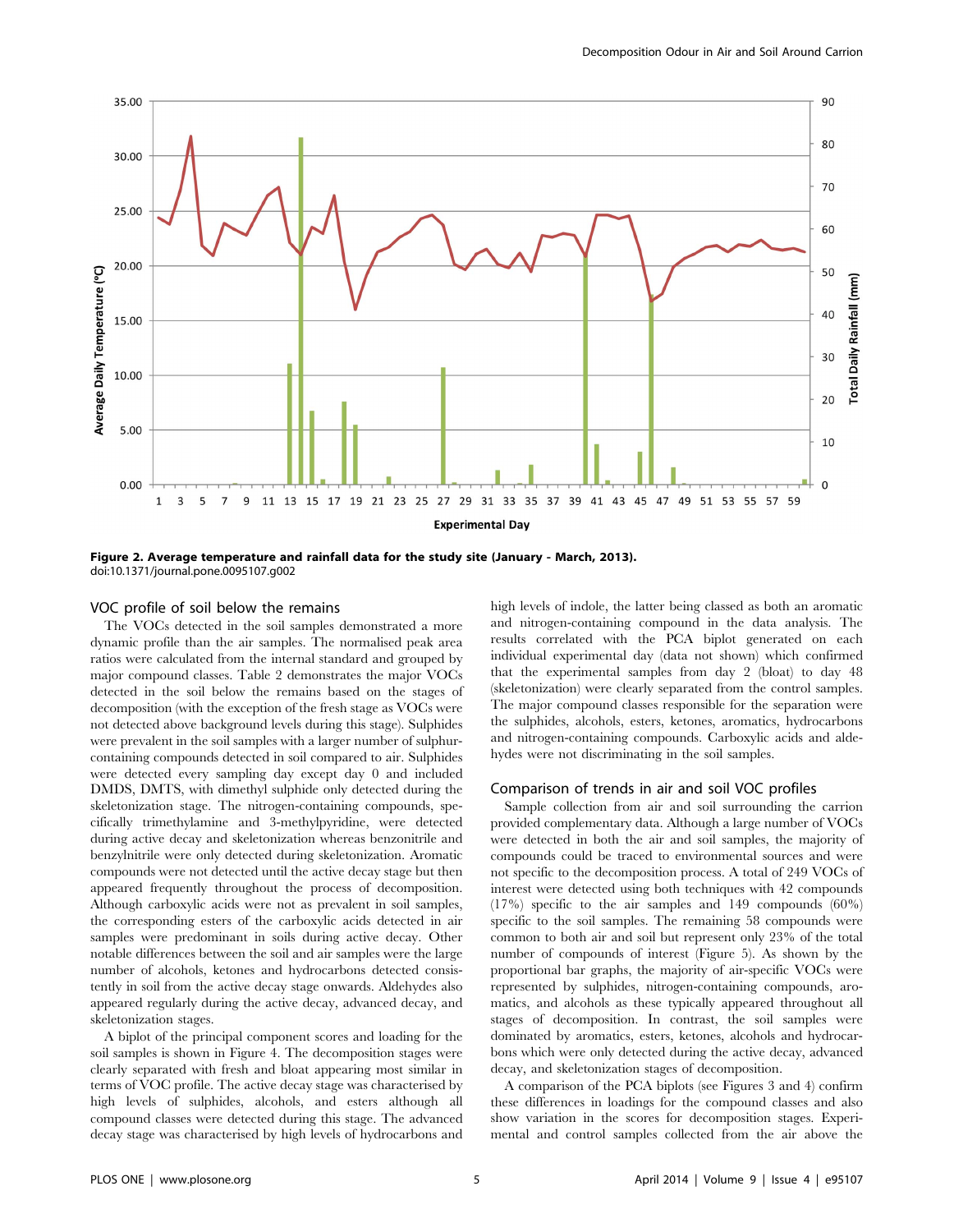Figure 2. Average temperature and rainfall data for the study site (January - March, 2013).
doi:10.1371/journal.pone.0095107.g002

## VOC profile of soil below the remains

The VOCs detected in the soil samples demonstrated a more dynamic profile than the air samples. The normalised peak area ratios were calculated from the internal standard and grouped by major compound classes. Table 2 demonstrates the major VOCs detected in the soil below the remains based on the stages of decomposition (with the exception of the fresh stage as VOCs were not detected above background levels during this stage). Sulphides were prevalent in the soil samples with a larger number of sulphur-containing compounds detected in soil compared to air. Sulphides were detected every sampling day except day 0 and included DMDS, DMTS, with dimethyl sulphide only detected during the skeletonization stage. The nitrogen-containing compounds, specifically trimethylamine and 3-methylpyridine, were detected during active decay and skeletonization whereas benzonitrile and benzylnitrile were only detected during skeletonization. Aromatic compounds were not detected until the active decay stage but then appeared frequently throughout the process of decomposition. Although carboxylic acids were not as prevalent in soil samples, the corresponding esters of the carboxylic acids detected in air samples were predominant in soils during active decay. Other notable differences between the soil and air samples were the large number of alcohols, ketones and hydrocarbons detected consistently in soil from the active decay stage onwards. Aldehydes also appeared regularly during the active decay, advanced decay, and skeletonization stages.

A biplot of the principal component scores and loading for the soil samples is shown in Figure 4. The decomposition stages were clearly separated with fresh and bloat appearing most similar in terms of VOC profile. The active decay stage was characterised by high levels of sulphides, alcohols, and esters although all compound classes were detected during this stage. The advanced decay stage was characterised by high levels of hydrocarbons and high levels of indole, the latter being classed as both an aromatic and nitrogen-containing compound in the data analysis. The results correlated with the PCA biplot generated on each individual experimental day (data not shown) which confirmed that the experimental samples from day 2 (bloat) to day 48 (skeletonization) were clearly separated from the control samples. The major compound classes responsible for the separation were the sulphides, alcohols, esters, ketones, aromatics, hydrocarbons and nitrogen-containing compounds. Carboxylic acids and aldehydes were not discriminating in the soil samples.

## Comparison of trends in air and soil VOC profiles

Sample collection from air and soil surrounding the carrion provided complementary data. Although a large number of VOCs were detected in both the air and soil samples, the majority of compounds could be traced to environmental sources and were not specific to the decomposition process. A total of 249 VOCs of interest were detected using both techniques with 42 compounds (17%) specific to the air samples and 149 compounds (60%) specific to the soil samples. The remaining 58 compounds were common to both air and soil but represent only 23% of the total number of compounds of interest (Figure 5). As shown by the proportional bar graphs, the majority of air-specific VOCs were represented by sulphides, nitrogen-containing compounds, aromatics, and alcohols as these typically appeared throughout all stages of decomposition. In contrast, the soil samples were dominated by aromatics, esters, ketones, alcohols and hydrocarbons which were only detected during the active decay, advanced decay, and skeletonization stages of decomposition.

A comparison of the PCA biplots (see Figures 3 and 4) confirm these differences in loadings for the compound classes and also show variation in the scores for decomposition stages. Experimental and control samples collected from the air above the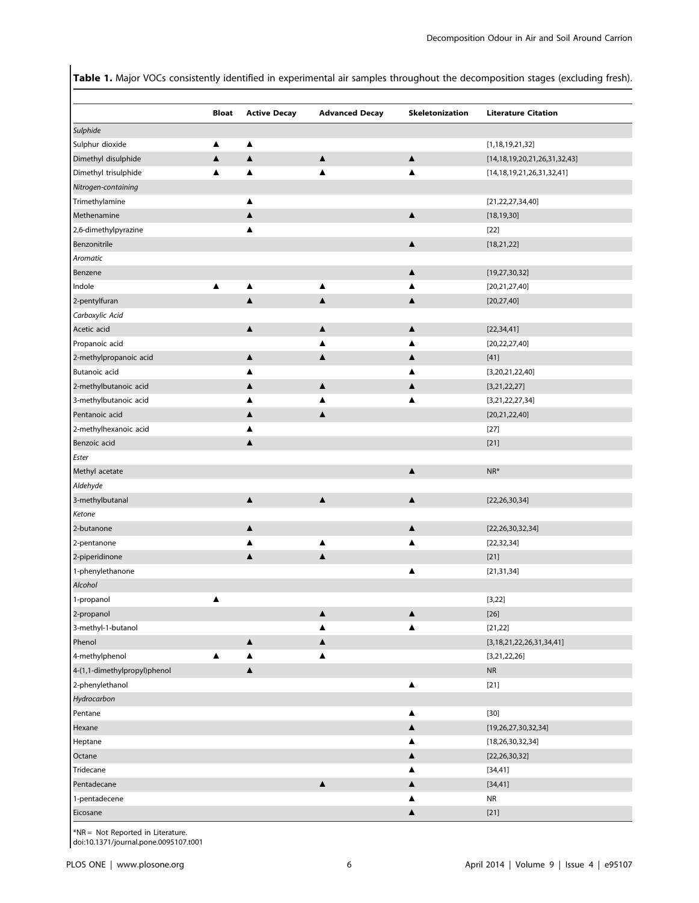**Table 1.** Major VOCs consistently identified in experimental air samples throughout the decomposition stages (excluding fresh).

| | Bloat | Active Decay | Advanced Decay | Skeletonization | Literature Citation |
|---|---|---|---|---|---|
| *Sulphide* | | | | | |
| Sulphur dioxide | ▲ | ▲ | | | [1,18,19,21,32] |
| Dimethyl disulphide | ▲ | ▲ | ▲ | ▲ | [14,18,19,20,21,26,31,32,43] |
| Dimethyl trisulphide | ▲ | ▲ | ▲ | ▲ | [14,18,19,21,26,31,32,41] |
| *Nitrogen-containing* | | | | | |
| Trimethylamine | | ▲ | | | [21,22,27,34,40] |
| Methenamine | | ▲ | | ▲ | [18,19,30] |
| 2,6-dimethylpyrazine | | ▲ | | | [22] |
| Benzonitrile | | | | ▲ | [18,21,22] |
| *Aromatic* | | | | | |
| Benzene | | | | ▲ | [19,27,30,32] |
| Indole | ▲ | ▲ | ▲ | ▲ | [20,21,27,40] |
| 2-pentylfuran | | ▲ | ▲ | ▲ | [20,27,40] |
| *Carboxylic Acid* | | | | | |
| Acetic acid | | ▲ | ▲ | ▲ | [22,34,41] |
| Propanoic acid | | | ▲ | ▲ | [20,22,27,40] |
| 2-methylpropanoic acid | | ▲ | ▲ | ▲ | [41] |
| Butanoic acid | | ▲ | | ▲ | [3,20,21,22,40] |
| 2-methylbutanoic acid | | ▲ | ▲ | ▲ | [3,21,22,27] |
| 3-methylbutanoic acid | | ▲ | ▲ | ▲ | [3,21,22,27,34] |
| Pentanoic acid | | ▲ | ▲ | | [20,21,22,40] |
| 2-methylhexanoic acid | | ▲ | | | [27] |
| Benzoic acid | | ▲ | | | [21] |
| *Ester* | | | | | |
| Methyl acetate | | | | ▲ | NR* |
| *Aldehyde* | | | | | |
| 3-methylbutanal | | ▲ | ▲ | ▲ | [22,26,30,34] |
| *Ketone* | | | | | |
| 2-butanone | | ▲ | | ▲ | [22,26,30,32,34] |
| 2-pentanone | | ▲ | ▲ | ▲ | [22,32,34] |
| 2-piperidinone | | ▲ | ▲ | | [21] |
| 1-phenylethanone | | | | ▲ | [21,31,34] |
| *Alcohol* | | | | | |
| 1-propanol | ▲ | | | | [3,22] |
| 2-propanol | | | ▲ | ▲ | [26] |
| 3-methyl-1-butanol | | | ▲ | ▲ | [21,22] |
| Phenol | | ▲ | ▲ | | [3,18,21,22,26,31,34,41] |
| 4-methylphenol | ▲ | ▲ | ▲ | | [3,21,22,26] |
| 4-(1,1-dimethylpropyl)phenol | | ▲ | | | NR |
| 2-phenylethanol | | | | ▲ | [21] |
| *Hydrocarbon* | | | | | |
| Pentane | | | | ▲ | [30] |
| Hexane | | | | ▲ | [19,26,27,30,32,34] |
| Heptane | | | | ▲ | [18,26,30,32,34] |
| Octane | | | | ▲ | [22,26,30,32] |
| Tridecane | | | | ▲ | [34,41] |
| Pentadecane | | | ▲ | ▲ | [34,41] |
| 1-pentadecene | | | | ▲ | NR |
| Eicosane | | | | ▲ | [21] |

*NR = Not Reported in Literature.
doi:10.1371/journal.pone.0095107.t001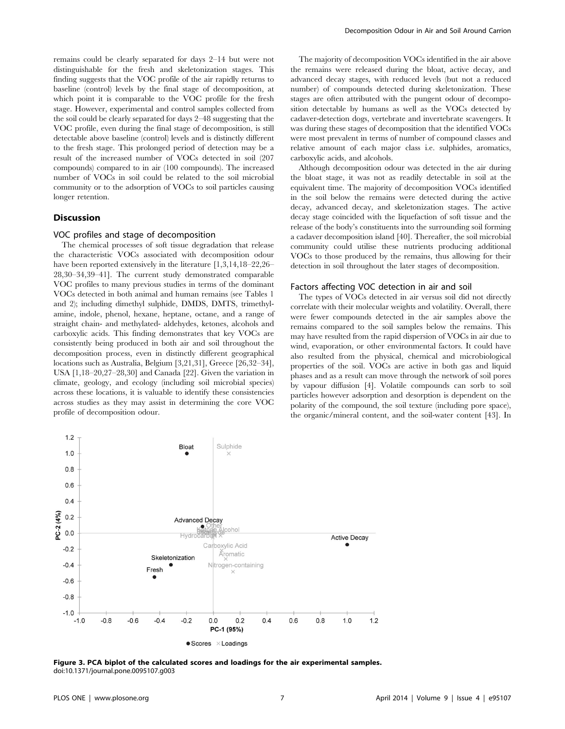remains could be clearly separated for days 2–14 but were not distinguishable for the fresh and skeletonization stages. This finding suggests that the VOC profile of the air rapidly returns to baseline (control) levels by the final stage of decomposition, at which point it is comparable to the VOC profile for the fresh stage. However, experimental and control samples collected from the soil could be clearly separated for days 2–48 suggesting that the VOC profile, even during the final stage of decomposition, is still detectable above baseline (control) levels and is distinctly different to the fresh stage. This prolonged period of detection may be a result of the increased number of VOCs detected in soil (207 compounds) compared to in air (100 compounds). The increased number of VOCs in soil could be related to the soil microbial community or to the adsorption of VOCs to soil particles causing longer retention.

## Discussion

### VOC profiles and stage of decomposition

The chemical processes of soft tissue degradation that release the characteristic VOCs associated with decomposition odour have been reported extensively in the literature [1,3,14,18–22,26–28,30–34,39–41]. The current study demonstrated comparable VOC profiles to many previous studies in terms of the dominant VOCs detected in both animal and human remains (see Tables 1 and 2); including dimethyl sulphide, DMDS, DMTS, trimethylamine, indole, phenol, hexane, heptane, octane, and a range of straight chain- and methylated- aldehydes, ketones, alcohols and carboxylic acids. This finding demonstrates that key VOCs are consistently being produced in both air and soil throughout the decomposition process, even in distinctly different geographical locations such as Australia, Belgium [3,21,31], Greece [26,32–34], USA [1,18–20,27–28,30] and Canada [22]. Given the variation in climate, geology, and ecology (including soil microbial species) across these locations, it is valuable to identify these consistencies across studies as they may assist in determining the core VOC profile of decomposition odour.

The majority of decomposition VOCs identified in the air above the remains were released during the bloat, active decay, and advanced decay stages, with reduced levels (but not a reduced number) of compounds detected during skeletonization. These stages are often attributed with the pungent odour of decomposition detectable by humans as well as the VOCs detected by cadaver-detection dogs, vertebrate and invertebrate scavengers. It was during these stages of decomposition that the identified VOCs were most prevalent in terms of number of compound classes and relative amount of each major class i.e. sulphides, aromatics, carboxylic acids, and alcohols.

Although decomposition odour was detected in the air during the bloat stage, it was not as readily detectable in soil at the equivalent time. The majority of decomposition VOCs identified in the soil below the remains were detected during the active decay, advanced decay, and skeletonization stages. The active decay stage coincided with the liquefaction of soft tissue and the release of the body's constituents into the surrounding soil forming a cadaver decomposition island [40]. Thereafter, the soil microbial community could utilise these nutrients producing additional VOCs to those produced by the remains, thus allowing for their detection in soil throughout the later stages of decomposition.

### Factors affecting VOC detection in air and soil

The types of VOCs detected in air versus soil did not directly correlate with their molecular weights and volatility. Overall, there were fewer compounds detected in the air samples above the remains compared to the soil samples below the remains. This may have resulted from the rapid dispersion of VOCs in air due to wind, evaporation, or other environmental factors. It could have also resulted from the physical, chemical and microbiological properties of the soil. VOCs are active in both gas and liquid phases and as a result can move through the network of soil pores by vapour diffusion [4]. Volatile compounds can sorb to soil particles however adsorption and desorption is dependent on the polarity of the compound, the soil texture (including pore space), the organic/mineral content, and the soil-water content [43]. In

**Figure 3. PCA biplot of the calculated scores and loadings for the air experimental samples.**
doi:10.1371/journal.pone.0095107.g003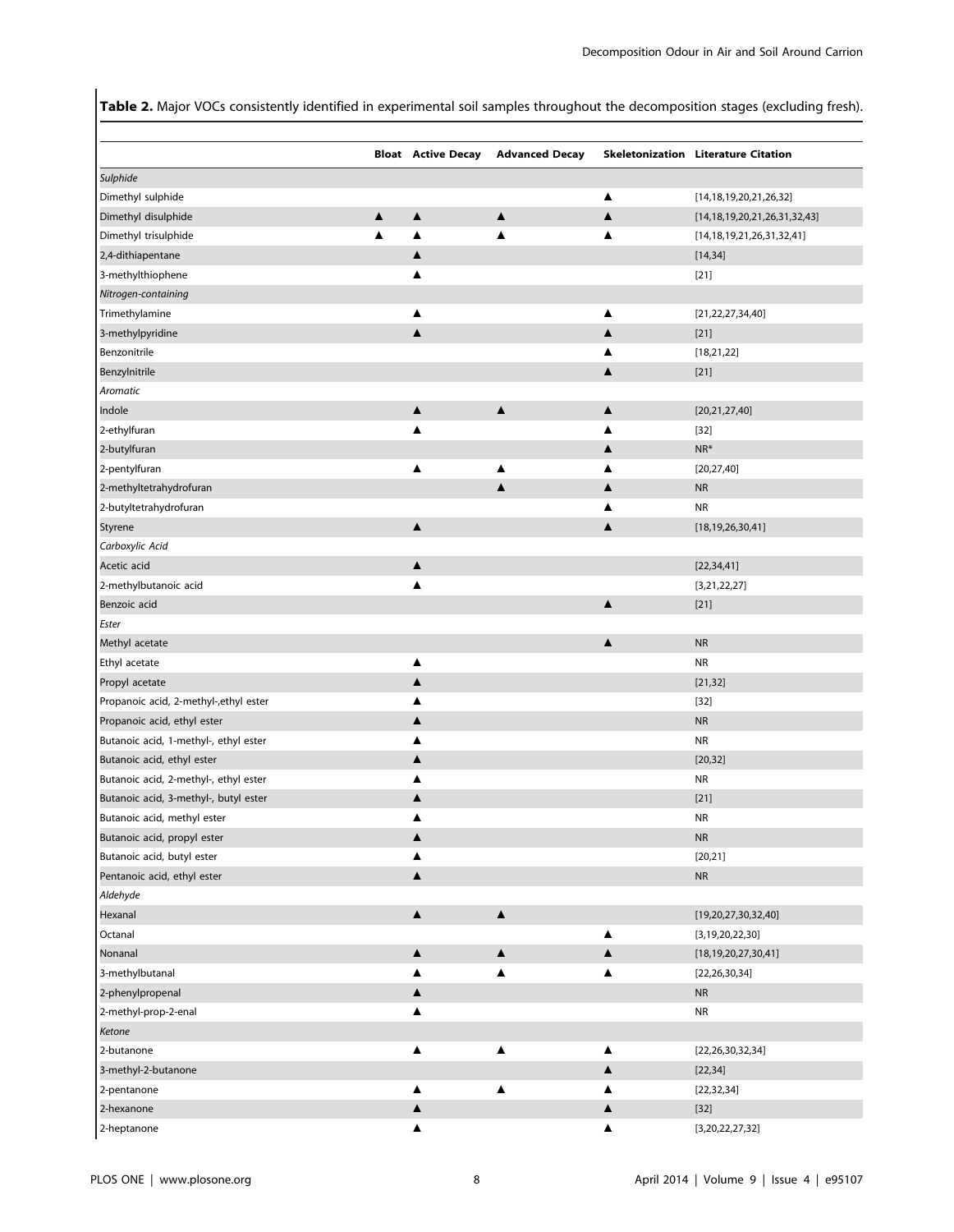**Table 2.** Major VOCs consistently identified in experimental soil samples throughout the decomposition stages (excluding fresh).

| | Bloat | Active Decay | Advanced Decay | Skeletonization | Literature Citation |
|---|---|---|---|---|---|
| *Sulphide* | | | | | |
| Dimethyl sulphide | | | | ▲ | [14,18,19,20,21,26,32] |
| Dimethyl disulphide | ▲ | ▲ | ▲ | ▲ | [14,18,19,20,21,26,31,32,43] |
| Dimethyl trisulphide | ▲ | ▲ | ▲ | ▲ | [14,18,19,21,26,31,32,41] |
| 2,4-dithiapentane | | ▲ | | | [14,34] |
| 3-methylthiophene | | ▲ | | | [21] |
| *Nitrogen-containing* | | | | | |
| Trimethylamine | | ▲ | | ▲ | [21,22,27,34,40] |
| 3-methylpyridine | | ▲ | | ▲ | [21] |
| Benzonitrile | | | | ▲ | [18,21,22] |
| Benzylnitrile | | | | ▲ | [21] |
| *Aromatic* | | | | | |
| Indole | | ▲ | ▲ | ▲ | [20,21,27,40] |
| 2-ethylfuran | | ▲ | | ▲ | [32] |
| 2-butylfuran | | | | ▲ | NR* |
| 2-pentylfuran | | ▲ | ▲ | ▲ | [20,27,40] |
| 2-methyltetrahydrofuran | | | ▲ | ▲ | NR |
| 2-butyltetrahydrofuran | | | | ▲ | NR |
| Styrene | | ▲ | | ▲ | [18,19,26,30,41] |
| *Carboxylic Acid* | | | | | |
| Acetic acid | | ▲ | | | [22,34,41] |
| 2-methylbutanoic acid | | ▲ | | | [3,21,22,27] |
| Benzoic acid | | | | ▲ | [21] |
| *Ester* | | | | | |
| Methyl acetate | | | | ▲ | NR |
| Ethyl acetate | | ▲ | | | NR |
| Propyl acetate | | ▲ | | | [21,32] |
| Propanoic acid, 2-methyl-,ethyl ester | | ▲ | | | [32] |
| Propanoic acid, ethyl ester | | ▲ | | | NR |
| Butanoic acid, 1-methyl-, ethyl ester | | ▲ | | | NR |
| Butanoic acid, ethyl ester | | ▲ | | | [20,32] |
| Butanoic acid, 2-methyl-, ethyl ester | | ▲ | | | NR |
| Butanoic acid, 3-methyl-, butyl ester | | ▲ | | | [21] |
| Butanoic acid, methyl ester | | ▲ | | | NR |
| Butanoic acid, propyl ester | | ▲ | | | NR |
| Butanoic acid, butyl ester | | ▲ | | | [20,21] |
| Pentanoic acid, ethyl ester | | ▲ | | | NR |
| *Aldehyde* | | | | | |
| Hexanal | | ▲ | ▲ | | [19,20,27,30,32,40] |
| Octanal | | | | ▲ | [3,19,20,22,30] |
| Nonanal | | ▲ | ▲ | ▲ | [18,19,20,27,30,41] |
| 3-methylbutanal | | ▲ | ▲ | ▲ | [22,26,30,34] |
| 2-phenylpropenal | | ▲ | | | NR |
| 2-methyl-prop-2-enal | | ▲ | | | NR |
| *Ketone* | | | | | |
| 2-butanone | | ▲ | ▲ | ▲ | [22,26,30,32,34] |
| 3-methyl-2-butanone | | | | ▲ | [22,34] |
| 2-pentanone | | ▲ | ▲ | ▲ | [22,32,34] |
| 2-hexanone | | ▲ | | ▲ | [32] |
| 2-heptanone | | ▲ | | ▲ | [3,20,22,27,32] |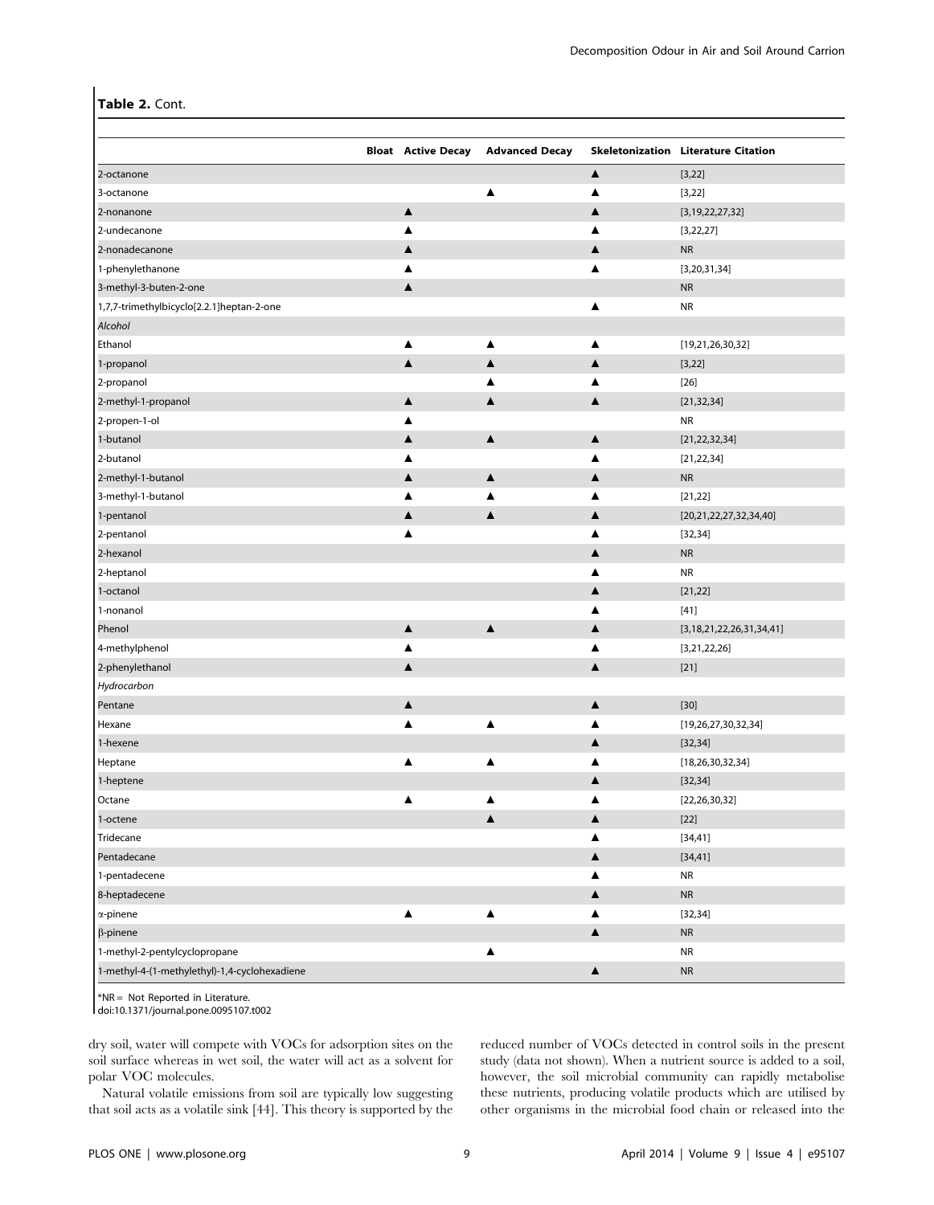**Table 2.** Cont.

| | Bloat | Active Decay | Advanced Decay | Skeletonization | Literature Citation |
|---|---|---|---|---|---|
| 2-octanone | | | | ▲ | [3,22] |
| 3-octanone | | | ▲ | ▲ | [3,22] |
| 2-nonanone | | ▲ | | ▲ | [3,19,22,27,32] |
| 2-undecanone | | ▲ | | ▲ | [3,22,27] |
| 2-nonadecanone | | ▲ | | ▲ | NR |
| 1-phenylethanone | | ▲ | | ▲ | [3,20,31,34] |
| 3-methyl-3-buten-2-one | | ▲ | | | NR |
| 1,7,7-trimethylbicyclo[2.2.1]heptan-2-one | | | | ▲ | NR |
| *Alcohol* | | | | | |
| Ethanol | | ▲ | ▲ | ▲ | [19,21,26,30,32] |
| 1-propanol | | ▲ | ▲ | ▲ | [3,22] |
| 2-propanol | | | ▲ | ▲ | [26] |
| 2-methyl-1-propanol | | ▲ | ▲ | ▲ | [21,32,34] |
| 2-propen-1-ol | | ▲ | | | NR |
| 1-butanol | | ▲ | ▲ | ▲ | [21,22,32,34] |
| 2-butanol | | ▲ | | ▲ | [21,22,34] |
| 2-methyl-1-butanol | | ▲ | ▲ | ▲ | NR |
| 3-methyl-1-butanol | | ▲ | ▲ | ▲ | [21,22] |
| 1-pentanol | | ▲ | ▲ | ▲ | [20,21,22,27,32,34,40] |
| 2-pentanol | | ▲ | | ▲ | [32,34] |
| 2-hexanol | | | | ▲ | NR |
| 2-heptanol | | | | ▲ | NR |
| 1-octanol | | | | ▲ | [21,22] |
| 1-nonanol | | | | ▲ | [41] |
| Phenol | | ▲ | ▲ | ▲ | [3,18,21,22,26,31,34,41] |
| 4-methylphenol | | ▲ | | ▲ | [3,21,22,26] |
| 2-phenylethanol | | ▲ | | ▲ | [21] |
| *Hydrocarbon* | | | | | |
| Pentane | | ▲ | | ▲ | [30] |
| Hexane | | ▲ | ▲ | ▲ | [19,26,27,30,32,34] |
| 1-hexene | | | | ▲ | [32,34] |
| Heptane | | ▲ | ▲ | ▲ | [18,26,30,32,34] |
| 1-heptene | | | | ▲ | [32,34] |
| Octane | | ▲ | ▲ | ▲ | [22,26,30,32] |
| 1-octene | | | ▲ | ▲ | [22] |
| Tridecane | | | | ▲ | [34,41] |
| Pentadecane | | | | ▲ | [34,41] |
| 1-pentadecene | | | | ▲ | NR |
| 8-heptadecene | | | | ▲ | NR |
| α-pinene | | ▲ | ▲ | ▲ | [32,34] |
| β-pinene | | | | ▲ | NR |
| 1-methyl-2-pentylcyclopropane | | | ▲ | | NR |
| 1-methyl-4-(1-methylethyl)-1,4-cyclohexadiene | | | | ▲ | NR |

*NR = Not Reported in Literature.
doi:10.1371/journal.pone.0095107.t002

dry soil, water will compete with VOCs for adsorption sites on the soil surface whereas in wet soil, the water will act as a solvent for polar VOC molecules.

Natural volatile emissions from soil are typically low suggesting that soil acts as a volatile sink [44]. This theory is supported by the reduced number of VOCs detected in control soils in the present study (data not shown). When a nutrient source is added to a soil, however, the soil microbial community can rapidly metabolise these nutrients, producing volatile products which are utilised by other organisms in the microbial food chain or released into the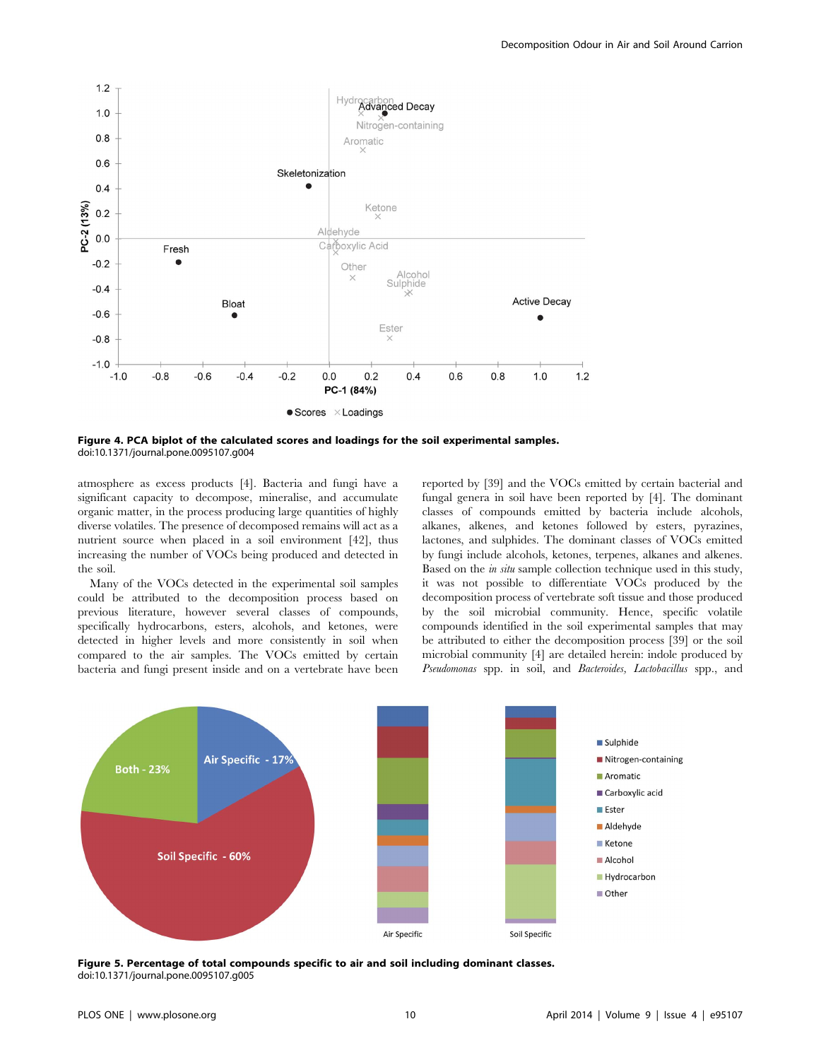**Figure 4. PCA biplot of the calculated scores and loadings for the soil experimental samples.**
doi:10.1371/journal.pone.0095107.g004

atmosphere as excess products [4]. Bacteria and fungi have a significant capacity to decompose, mineralise, and accumulate organic matter, in the process producing large quantities of highly diverse volatiles. The presence of decomposed remains will act as a nutrient source when placed in a soil environment [42], thus increasing the number of VOCs being produced and detected in the soil.

Many of the VOCs detected in the experimental soil samples could be attributed to the decomposition process based on previous literature, however several classes of compounds, specifically hydrocarbons, esters, alcohols, and ketones, were detected in higher levels and more consistently in soil when compared to the air samples. The VOCs emitted by certain bacteria and fungi present inside and on a vertebrate have been reported by [39] and the VOCs emitted by certain bacterial and fungal genera in soil have been reported by [4]. The dominant classes of compounds emitted by bacteria include alcohols, alkanes, alkenes, and ketones followed by esters, pyrazines, lactones, and sulphides. The dominant classes of VOCs emitted by fungi include alcohols, ketones, terpenes, alkanes and alkenes. Based on the *in situ* sample collection technique used in this study, it was not possible to differentiate VOCs produced by the decomposition process of vertebrate soft tissue and those produced by the soil microbial community. Hence, specific volatile compounds identified in the soil experimental samples that may be attributed to either the decomposition process [39] or the soil microbial community [4] are detailed herein: indole produced by *Pseudomonas* spp. in soil, and *Bacteroides, Lactobacillus* spp., and

**Figure 5. Percentage of total compounds specific to air and soil including dominant classes.**
doi:10.1371/journal.pone.0095107.g005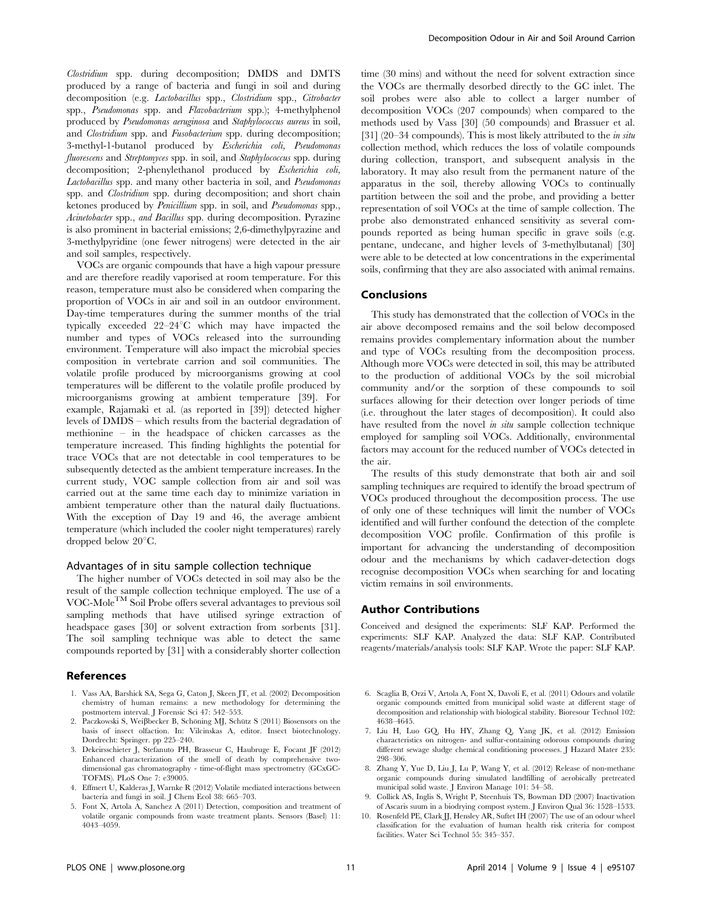*Clostridium* spp. during decomposition; DMDS and DMTS produced by a range of bacteria and fungi in soil and during decomposition (e.g. *Lactobacillus* spp., *Clostridium* spp., *Citrobacter* spp., *Pseudomonas* spp. and *Flavobacterium* spp.); 4-methylphenol produced by *Pseudomonas aeruginosa* and *Staphylococcus aureus* in soil, and *Clostridium* spp. and *Fusobacterium* spp. during decomposition; 3-methyl-1-butanol produced by *Escherichia coli, Pseudomonas fluorescens* and *Streptomyces* spp. in soil, and *Staphylococcus* spp. during decomposition; 2-phenylethanol produced by *Escherichia coli, Lactobacillus* spp. and many other bacteria in soil, and *Pseudomonas* spp. and *Clostridium* spp. during decomposition; and short chain ketones produced by *Penicillium* spp. in soil, and *Pseudomonas* spp., *Acinetobacter* spp., *and Bacillus* spp. during decomposition. Pyrazine is also prominent in bacterial emissions; 2,6-dimethylpyrazine and 3-methylpyridine (one fewer nitrogens) were detected in the air and soil samples, respectively.

VOCs are organic compounds that have a high vapour pressure and are therefore readily vaporised at room temperature. For this reason, temperature must also be considered when comparing the proportion of VOCs in air and soil in an outdoor environment. Day-time temperatures during the summer months of the trial typically exceeded 22–24°C which may have impacted the number and types of VOCs released into the surrounding environment. Temperature will also impact the microbial species composition in vertebrate carrion and soil communities. The volatile profile produced by microorganisms growing at cool temperatures will be different to the volatile profile produced by microorganisms growing at ambient temperature [39]. For example, Rajamaki et al. (as reported in [39]) detected higher levels of DMDS – which results from the bacterial degradation of methionine – in the headspace of chicken carcasses as the temperature increased. This finding highlights the potential for trace VOCs that are not detectable in cool temperatures to be subsequently detected as the ambient temperature increases. In the current study, VOC sample collection from air and soil was carried out at the same time each day to minimize variation in ambient temperature other than the natural daily fluctuations. With the exception of Day 19 and 46, the average ambient temperature (which included the cooler night temperatures) rarely dropped below 20°C.

### Advantages of in situ sample collection technique

The higher number of VOCs detected in soil may also be the result of the sample collection technique employed. The use of a VOC-Mole™ Soil Probe offers several advantages to previous soil sampling methods that have utilised syringe extraction of headspace gases [30] or solvent extraction from sorbents [31]. The soil sampling technique was able to detect the same compounds reported by [31] with a considerably shorter collection time (30 mins) and without the need for solvent extraction since the VOCs are thermally desorbed directly to the GC inlet. The soil probes were also able to collect a larger number of decomposition VOCs (207 compounds) when compared to the methods used by Vass [30] (50 compounds) and Brassuer et al. [31] (20–34 compounds). This is most likely attributed to the *in situ* collection method, which reduces the loss of volatile compounds during collection, transport, and subsequent analysis in the laboratory. It may also result from the permanent nature of the apparatus in the soil, thereby allowing VOCs to continually partition between the soil and the probe, and providing a better representation of soil VOCs at the time of sample collection. The probe also demonstrated enhanced sensitivity as several compounds reported as being human specific in grave soils (e.g. pentane, undecane, and higher levels of 3-methylbutanal) [30] were able to be detected at low concentrations in the experimental soils, confirming that they are also associated with animal remains.

## Conclusions

This study has demonstrated that the collection of VOCs in the air above decomposed remains and the soil below decomposed remains provides complementary information about the number and type of VOCs resulting from the decomposition process. Although more VOCs were detected in soil, this may be attributed to the production of additional VOCs by the soil microbial community and/or the sorption of these compounds to soil surfaces allowing for their detection over longer periods of time (i.e. throughout the later stages of decomposition). It could also have resulted from the novel *in situ* sample collection technique employed for sampling soil VOCs. Additionally, environmental factors may account for the reduced number of VOCs detected in the air.

The results of this study demonstrate that both air and soil sampling techniques are required to identify the broad spectrum of VOCs produced throughout the decomposition process. The use of only one of these techniques will limit the number of VOCs identified and will further confound the detection of the complete decomposition VOC profile. Confirmation of this profile is important for advancing the understanding of decomposition odour and the mechanisms by which cadaver-detection dogs recognise decomposition VOCs when searching for and locating victim remains in soil environments.

## Author Contributions

Conceived and designed the experiments: SLF KAP. Performed the experiments: SLF KAP. Analyzed the data: SLF KAP. Contributed reagents/materials/analysis tools: SLF KAP. Wrote the paper: SLF KAP.

## References

1. Vass AA, Barshick SA, Sega G, Caton J, Skeen JT, et al. (2002) Decomposition chemistry of human remains: a new methodology for determining the postmortem interval. J Forensic Sci 47: 542–553.
2. Paczkowski S, Weiβbecker B, Schöning MJ, Schütz S (2011) Biosensors on the basis of insect olfaction. In: Vilcinskas A, editor. Insect biotechnology. Dordrecht: Springer. pp 225–240.
3. Dekeirsschieter J, Stefanuto PH, Brasseur C, Haubruge E, Focant JF (2012) Enhanced characterization of the smell of death by comprehensive two-dimensional gas chromatography - time-of-flight mass spectrometry (GCxGC-TOFMS). PLoS One 7: e39005.
4. Effmert U, Kalderas J, Warnke R (2012) Volatile mediated interactions between bacteria and fungi in soil. J Chem Ecol 38: 665–703.
5. Font X, Artola A, Sanchez A (2011) Detection, composition and treatment of volatile organic compounds from waste treatment plants. Sensors (Basel) 11: 4043–4059.
6. Scaglia B, Orzi V, Artola A, Font X, Davoli E, et al. (2011) Odours and volatile organic compounds emitted from municipal solid waste at different stage of decomposition and relationship with biological stability. Bioresour Technol 102: 4638–4645.
7. Liu H, Luo GQ, Hu HY, Zhang Q, Yang JK, et al. (2012) Emission characteristics on nitrogen- and sulfur-containing odorous compounds during different sewage sludge chemical conditioning processes. J Hazard Mater 235: 298–306.
8. Zhang Y, Yue D, Liu J, Lu P, Wang Y, et al. (2012) Release of non-methane organic compounds during simulated landfilling of aerobically pretreated municipal solid waste. J Environ Manage 101: 54–58.
9. Collick AS, Inglis S, Wright P, Steenhuis TS, Bowman DD (2007) Inactivation of Ascaris suum in a biodrying compost system. J Environ Qual 36: 1528–1533.
10. Rosenfeld PE, Clark JJJ, Hensley AR, Suftet IH (2007) The use of an odour wheel classification for the evaluation of human health risk criteria for compost facilities. Water Sci Technol 55: 345–357.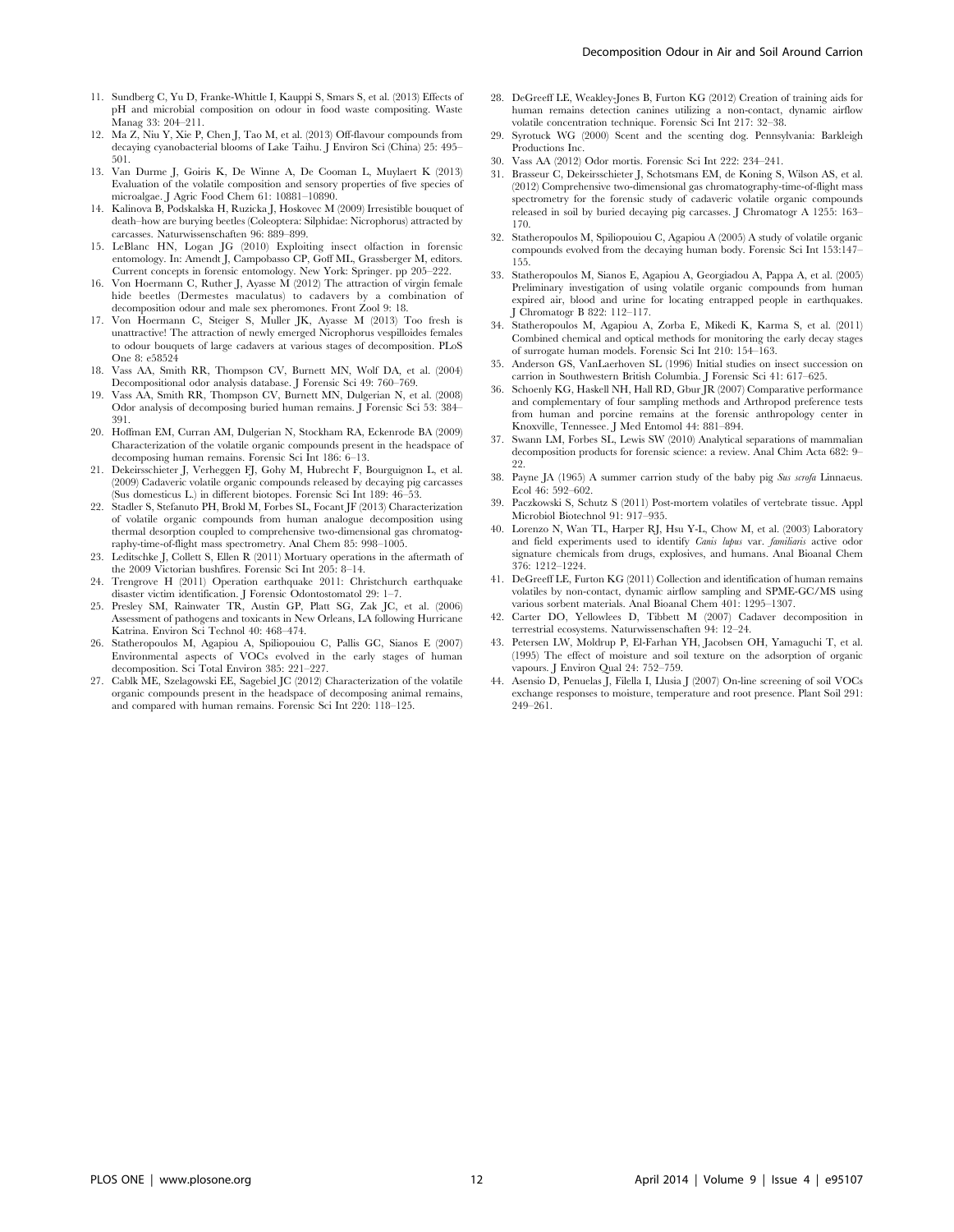11. Sundberg C, Yu D, Franke-Whittle I, Kauppi S, Smars S, et al. (2013) Effects of pH and microbial composition on odour in food waste composting. Waste Manag 33: 204–211.
12. Ma Z, Niu Y, Xie P, Chen J, Tao M, et al. (2013) Off-flavour compounds from decaying cyanobacterial blooms of Lake Taihu. J Environ Sci (China) 25: 495–501.
13. Van Durme J, Goiris K, De Winne A, De Cooman L, Muylaert K (2013) Evaluation of the volatile composition and sensory properties of five species of microalgae. J Agric Food Chem 61: 10881–10890.
14. Kalinova B, Podskalska H, Ruzicka J, Hoskovec M (2009) Irresistible bouquet of death–how are burying beetles (Coleoptera: Silphidae: Nicrophorus) attracted by carcasses. Naturwissenschaften 96: 889–899.
15. LeBlanc HN, Logan JG (2010) Exploiting insect olfaction in forensic entomology. In: Amendt J, Campobasso CP, Goff ML, Grassberger M, editors. Current concepts in forensic entomology. New York: Springer. pp 205–222.
16. Von Hoermann C, Ruther J, Ayasse M (2012) The attraction of virgin female hide beetles (Dermestes maculatus) to cadavers by a combination of decomposition odour and male sex pheromones. Front Zool 9: 18.
17. Von Hoermann C, Steiger S, Muller JK, Ayasse M (2013) Too fresh is unattractive! The attraction of newly emerged Nicrophorus vespilloides females to odour bouquets of large cadavers at various stages of decomposition. PLoS One 8: e58524
18. Vass AA, Smith RR, Thompson CV, Burnett MN, Wolf DA, et al. (2004) Decompositional odor analysis database. J Forensic Sci 49: 760–769.
19. Vass AA, Smith RR, Thompson CV, Burnett MN, Dulgerian N, et al. (2008) Odor analysis of decomposing buried human remains. J Forensic Sci 53: 384–391.
20. Hoffman EM, Curran AM, Dulgerian N, Stockham RA, Eckenrode BA (2009) Characterization of the volatile organic compounds present in the headspace of decomposing human remains. Forensic Sci Int 186: 6–13.
21. Dekeirsschieter J, Verheggen FJ, Gohy M, Hubrecht F, Bourguignon L, et al. (2009) Cadaveric volatile organic compounds released by decaying pig carcasses (Sus domesticus L.) in different biotopes. Forensic Sci Int 189: 46–53.
22. Stadler S, Stefanuto PH, Brokl M, Forbes SL, Focant JF (2013) Characterization of volatile organic compounds from human analogue decomposition using thermal desorption coupled to comprehensive two-dimensional gas chromatography-time-of-flight mass spectrometry. Anal Chem 85: 998–1005.
23. Leditschke J, Collett S, Ellen R (2011) Mortuary operations in the aftermath of the 2009 Victorian bushfires. Forensic Sci Int 205: 8–14.
24. Trengrove H (2011) Operation earthquake 2011: Christchurch earthquake disaster victim identification. J Forensic Odontostomatol 29: 1–7.
25. Presley SM, Rainwater TR, Austin GP, Platt SG, Zak JC, et al. (2006) Assessment of pathogens and toxicants in New Orleans, LA following Hurricane Katrina. Environ Sci Technol 40: 468–474.
26. Statheropoulos M, Agapiou A, Spiliopouiou C, Pallis GC, Sianos E (2007) Environmental aspects of VOCs evolved in the early stages of human decomposition. Sci Total Environ 385: 221–227.
27. Cablk ME, Szelagowski EE, Sagebiel JC (2012) Characterization of the volatile organic compounds present in the headspace of decomposing animal remains, and compared with human remains. Forensic Sci Int 220: 118–125.
28. DeGreeff LE, Weakley-Jones B, Furton KG (2012) Creation of training aids for human remains detection canines utilizing a non-contact, dynamic airflow volatile concentration technique. Forensic Sci Int 217: 32–38.
29. Syrotuck WG (2000) Scent and the scenting dog. Pennsylvania: Barkleigh Productions Inc.
30. Vass AA (2012) Odor mortis. Forensic Sci Int 222: 234–241.
31. Brasseur C, Dekeirsschieter J, Schotsmans EM, de Koning S, Wilson AS, et al. (2012) Comprehensive two-dimensional gas chromatography-time-of-flight mass spectrometry for the forensic study of cadaveric volatile organic compounds released in soil by buried decaying pig carcasses. J Chromatogr A 1255: 163–170.
32. Statheropoulos M, Spiliopouiou C, Agapiou A (2005) A study of volatile organic compounds evolved from the decaying human body. Forensic Sci Int 153:147–155.
33. Statheropoulos M, Sianos E, Agapiou A, Georgiadou A, Pappa A, et al. (2005) Preliminary investigation of using volatile organic compounds from human expired air, blood and urine for locating entrapped people in earthquakes. J Chromatogr B 822: 112–117.
34. Statheropoulos M, Agapiou A, Zorba E, Mikedi K, Karma S, et al. (2011) Combined chemical and optical methods for monitoring the early decay stages of surrogate human models. Forensic Sci Int 210: 154–163.
35. Anderson GS, VanLaerhoven SL (1996) Initial studies on insect succession on carrion in Southwestern British Columbia. J Forensic Sci 41: 617–625.
36. Schoenly KG, Haskell NH, Hall RD, Gbur JR (2007) Comparative performance and complementary of four sampling methods and Arthropod preference tests from human and porcine remains at the forensic anthropology center in Knoxville, Tennessee. J Med Entomol 44: 881–894.
37. Swann LM, Forbes SL, Lewis SW (2010) Analytical separations of mammalian decomposition products for forensic science: a review. Anal Chim Acta 682: 9–22.
38. Payne JA (1965) A summer carrion study of the baby pig *Sus scrofa* Linnaeus. Ecol 46: 592–602.
39. Paczkowski S, Schutz S (2011) Post-mortem volatiles of vertebrate tissue. Appl Microbiol Biotechnol 91: 917–935.
40. Lorenzo N, Wan TL, Harper RJ, Hsu Y-L, Chow M, et al. (2003) Laboratory and field experiments used to identify *Canis lupus* var. *familiaris* active odor signature chemicals from drugs, explosives, and humans. Anal Bioanal Chem 376: 1212–1224.
41. DeGreeff LE, Furton KG (2011) Collection and identification of human remains volatiles by non-contact, dynamic airflow sampling and SPME-GC/MS using various sorbent materials. Anal Bioanal Chem 401: 1295–1307.
42. Carter DO, Yellowlees D, Tibbett M (2007) Cadaver decomposition in terrestrial ecosystems. Naturwissenschaften 94: 12–24.
43. Petersen LW, Moldrup P, El-Farhan YH, Jacobsen OH, Yamaguchi T, et al. (1995) The effect of moisture and soil texture on the adsorption of organic vapours. J Environ Qual 24: 752–759.
44. Asensio D, Penuelas J, Filella I, Llusia J (2007) On-line screening of soil VOCs exchange responses to moisture, temperature and root presence. Plant Soil 291: 249–261.